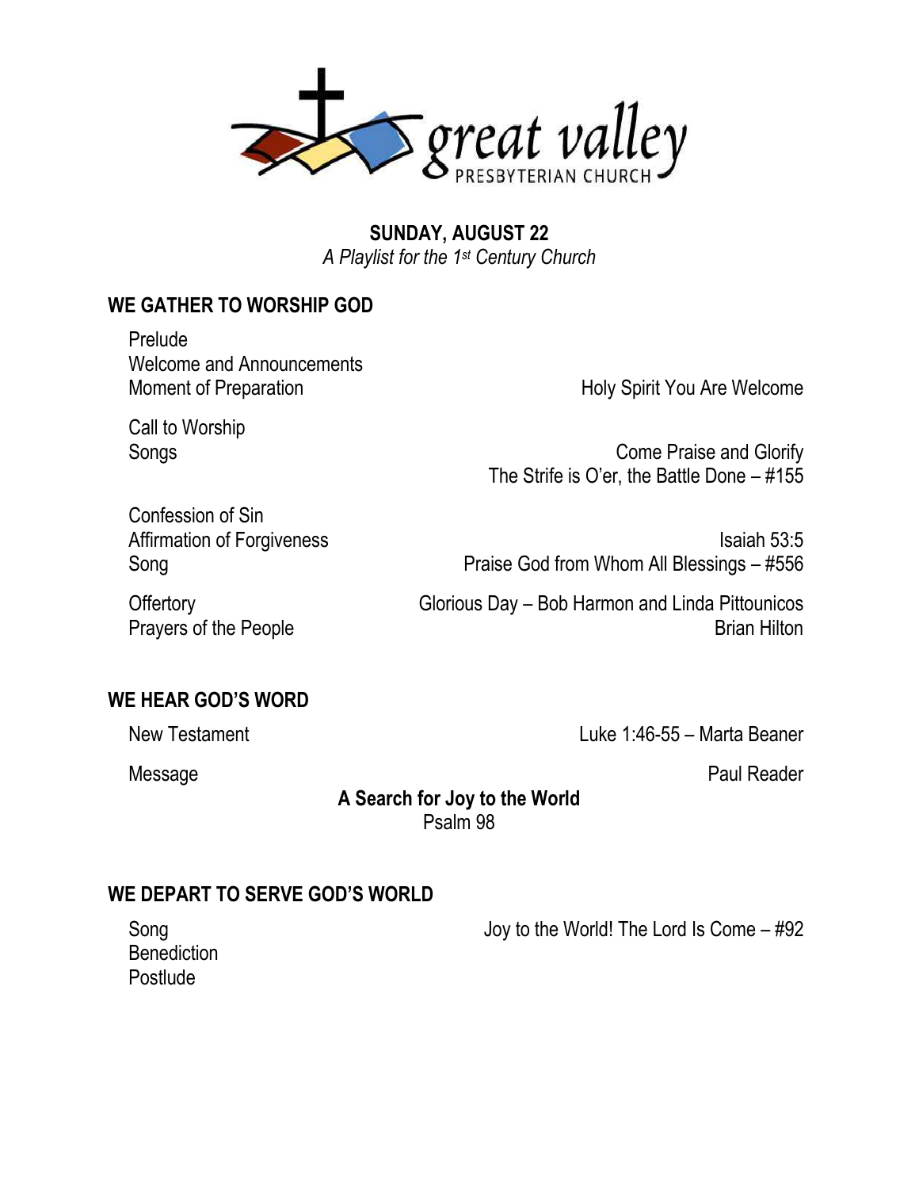great valley
PRESBYTERIAN CHURCH

**SUNDAY, AUGUST 22**
*A Playlist for the 1st Century Church*

## WE GATHER TO WORSHIP GOD

Prelude
Welcome and Announcements
Moment of Preparation — Holy Spirit You Are Welcome

Call to Worship
Songs — Come Praise and Glorify
The Strife is O'er, the Battle Done – #155

Confession of Sin
Affirmation of Forgiveness — Isaiah 53:5
Song — Praise God from Whom All Blessings – #556

Offertory — Glorious Day – Bob Harmon and Linda Pittounicos
Prayers of the People — Brian Hilton

## WE HEAR GOD'S WORD

New Testament — Luke 1:46-55 – Marta Beaner

Message — Paul Reader

**A Search for Joy to the World**
Psalm 98

## WE DEPART TO SERVE GOD'S WORLD

Song — Joy to the World! The Lord Is Come – #92
Benediction
Postlude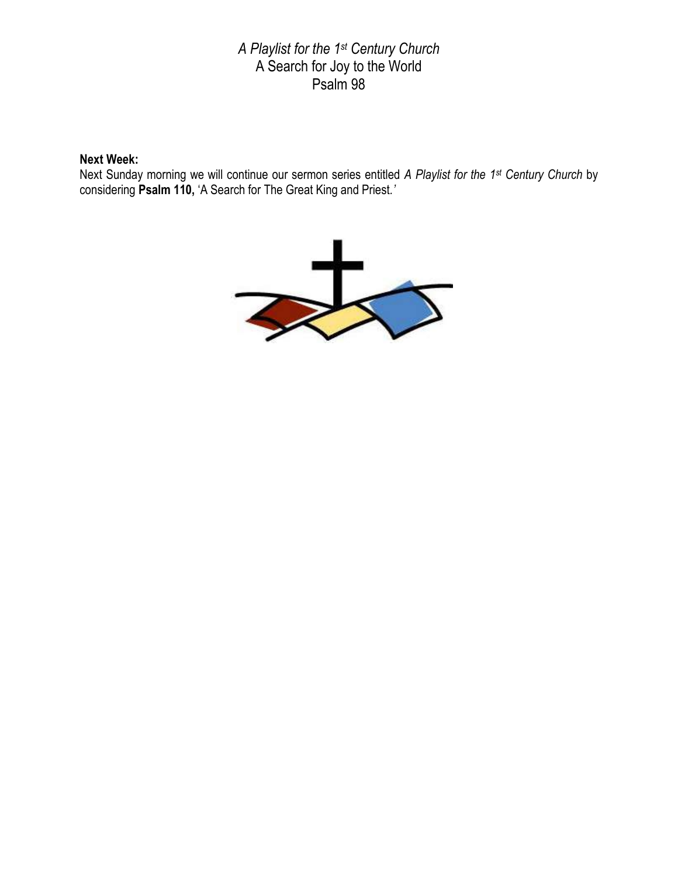*A Playlist for the 1st Century Church*

A Search for Joy to the World

Psalm 98

**Next Week:**

Next Sunday morning we will continue our sermon series entitled *A Playlist for the 1st Century Church* by considering **Psalm 110,** 'A Search for The Great King and Priest.'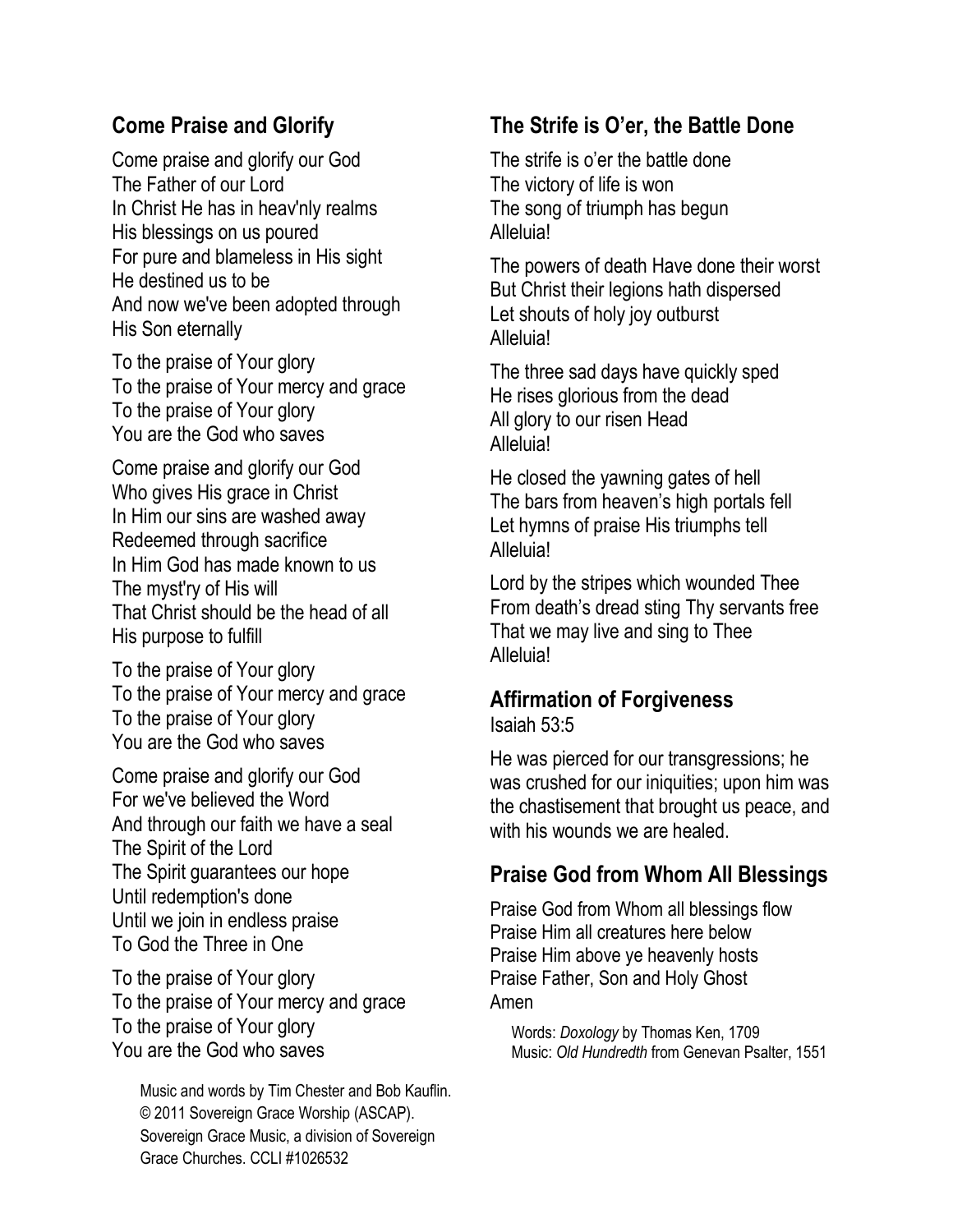## Come Praise and Glorify

Come praise and glorify our God
The Father of our Lord
In Christ He has in heav'nly realms
His blessings on us poured
For pure and blameless in His sight
He destined us to be
And now we've been adopted through
His Son eternally

To the praise of Your glory
To the praise of Your mercy and grace
To the praise of Your glory
You are the God who saves

Come praise and glorify our God
Who gives His grace in Christ
In Him our sins are washed away
Redeemed through sacrifice
In Him God has made known to us
The myst'ry of His will
That Christ should be the head of all
His purpose to fulfill

To the praise of Your glory
To the praise of Your mercy and grace
To the praise of Your glory
You are the God who saves

Come praise and glorify our God
For we've believed the Word
And through our faith we have a seal
The Spirit of the Lord
The Spirit guarantees our hope
Until redemption's done
Until we join in endless praise
To God the Three in One

To the praise of Your glory
To the praise of Your mercy and grace
To the praise of Your glory
You are the God who saves

Music and words by Tim Chester and Bob Kauflin.
© 2011 Sovereign Grace Worship (ASCAP).
Sovereign Grace Music, a division of Sovereign Grace Churches. CCLI #1026532

## The Strife is O'er, the Battle Done

The strife is o'er the battle done
The victory of life is won
The song of triumph has begun
Alleluia!

The powers of death Have done their worst
But Christ their legions hath dispersed
Let shouts of holy joy outburst
Alleluia!

The three sad days have quickly sped
He rises glorious from the dead
All glory to our risen Head
Alleluia!

He closed the yawning gates of hell
The bars from heaven's high portals fell
Let hymns of praise His triumphs tell
Alleluia!

Lord by the stripes which wounded Thee
From death's dread sting Thy servants free
That we may live and sing to Thee
Alleluia!

## Affirmation of Forgiveness

Isaiah 53:5

He was pierced for our transgressions; he was crushed for our iniquities; upon him was the chastisement that brought us peace, and with his wounds we are healed.

## Praise God from Whom All Blessings

Praise God from Whom all blessings flow
Praise Him all creatures here below
Praise Him above ye heavenly hosts
Praise Father, Son and Holy Ghost
Amen

Words: *Doxology* by Thomas Ken, 1709
Music: *Old Hundredth* from Genevan Psalter, 1551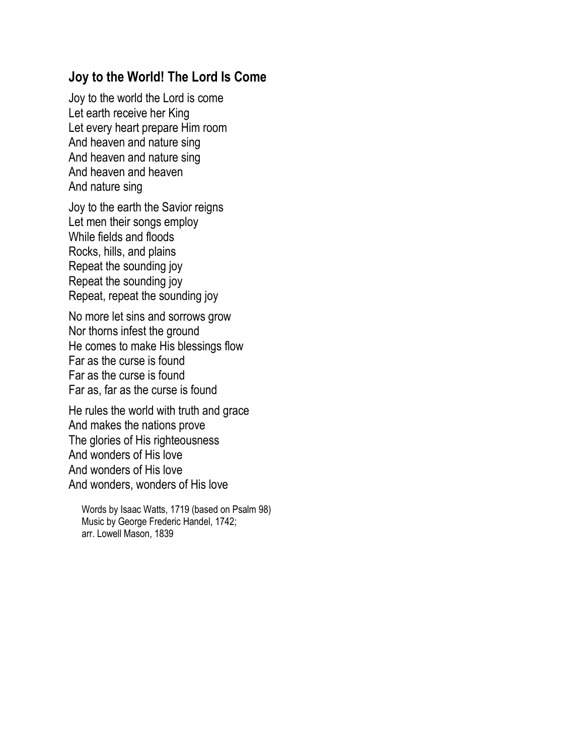## Joy to the World! The Lord Is Come

Joy to the world the Lord is come  
Let earth receive her King  
Let every heart prepare Him room  
And heaven and nature sing  
And heaven and nature sing  
And heaven and heaven  
And nature sing

Joy to the earth the Savior reigns  
Let men their songs employ  
While fields and floods  
Rocks, hills, and plains  
Repeat the sounding joy  
Repeat the sounding joy  
Repeat, repeat the sounding joy

No more let sins and sorrows grow  
Nor thorns infest the ground  
He comes to make His blessings flow  
Far as the curse is found  
Far as the curse is found  
Far as, far as the curse is found

He rules the world with truth and grace  
And makes the nations prove  
The glories of His righteousness  
And wonders of His love  
And wonders of His love  
And wonders, wonders of His love

Words by Isaac Watts, 1719 (based on Psalm 98)  
Music by George Frederic Handel, 1742;  
arr. Lowell Mason, 1839